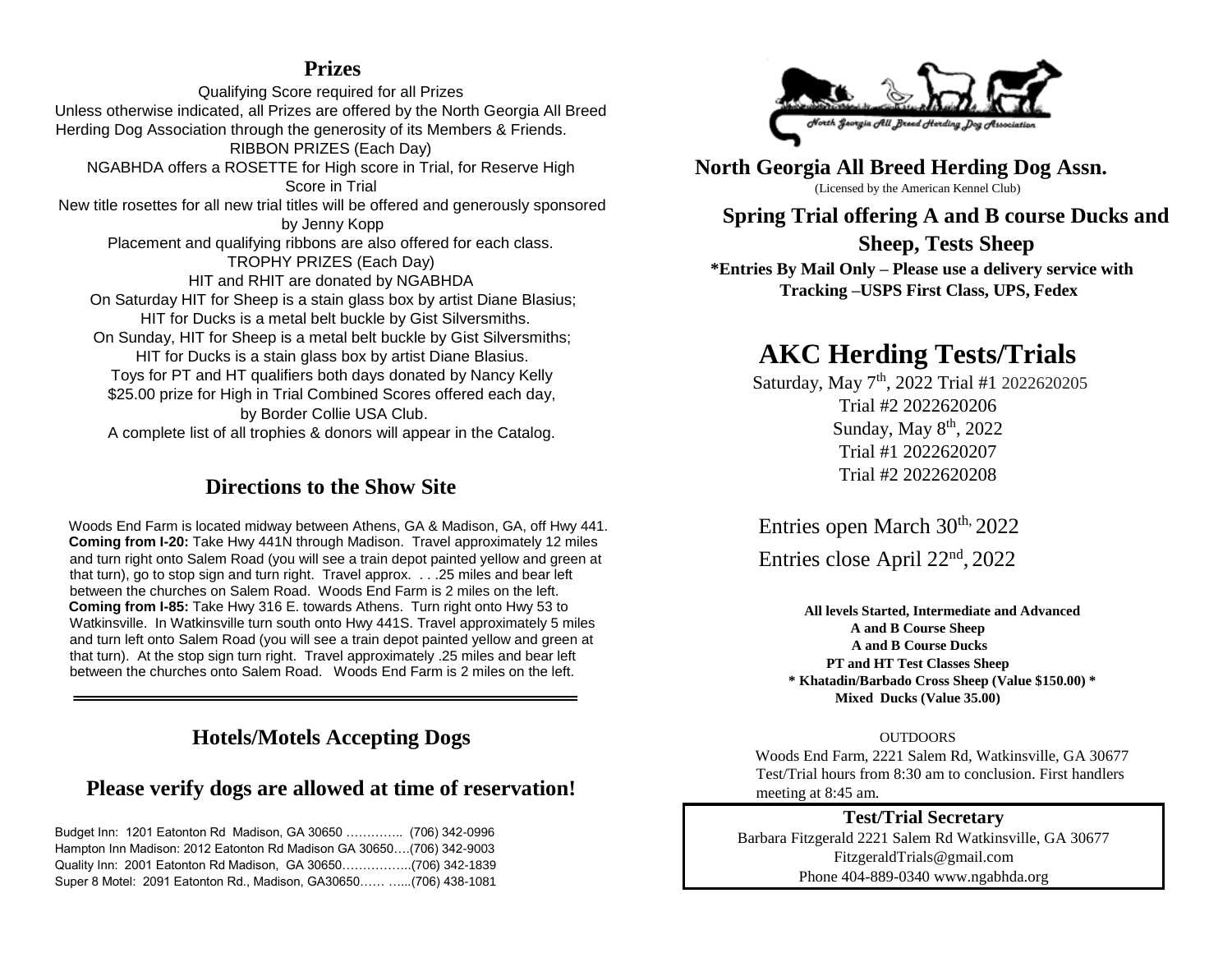## Prizes

Qualifying Score required for all Prizes

Unless otherwise indicated, all Prizes are offered by the North Georgia All Breed Herding Dog Association through the generosity of its Members & Friends.

RIBBON PRIZES (Each Day)

NGABHDA offers a ROSETTE for High score in Trial, for Reserve High Score in Trial

New title rosettes for all new trial titles will be offered and generously sponsored by Jenny Kopp

Placement and qualifying ribbons are also offered for each class.

TROPHY PRIZES (Each Day)

HIT and RHIT are donated by NGABHDA

On Saturday HIT for Sheep is a stain glass box by artist Diane Blasius;
HIT for Ducks is a metal belt buckle by Gist Silversmiths.

On Sunday, HIT for Sheep is a metal belt buckle by Gist Silversmiths;
HIT for Ducks is a stain glass box by artist Diane Blasius.

Toys for PT and HT qualifiers both days donated by Nancy Kelly

$25.00 prize for High in Trial Combined Scores offered each day, by Border Collie USA Club.

A complete list of all trophies & donors will appear in the Catalog.

## Directions to the Show Site

Woods End Farm is located midway between Athens, GA & Madison, GA, off Hwy 441.

**Coming from I-20:** Take Hwy 441N through Madison. Travel approximately 12 miles and turn right onto Salem Road (you will see a train depot painted yellow and green at that turn), go to stop sign and turn right. Travel approx. . . .25 miles and bear left between the churches on Salem Road. Woods End Farm is 2 miles on the left.

**Coming from I-85:** Take Hwy 316 E. towards Athens. Turn right onto Hwy 53 to Watkinsville. In Watkinsville turn south onto Hwy 441S. Travel approximately 5 miles and turn left onto Salem Road (you will see a train depot painted yellow and green at that turn). At the stop sign turn right. Travel approximately .25 miles and bear left between the churches onto Salem Road. Woods End Farm is 2 miles on the left.

## Hotels/Motels Accepting Dogs

### Please verify dogs are allowed at time of reservation!

Budget Inn: 1201 Eatonton Rd Madison, GA 30650 ………….. (706) 342-0996
Hampton Inn Madison: 2012 Eatonton Rd Madison GA 30650….(706) 342-9003
Quality Inn: 2001 Eatonton Rd Madison, GA 30650……………..(706) 342-1839
Super 8 Motel: 2091 Eatonton Rd., Madison, GA30650…… …...(706) 438-1081

North Georgia All Breed Herding Dog Association

**North Georgia All Breed Herding Dog Assn.**

(Licensed by the American Kennel Club)

**Spring Trial offering A and B course Ducks and Sheep, Tests Sheep**

**\*Entries By Mail Only – Please use a delivery service with Tracking –USPS First Class, UPS, Fedex**

# AKC Herding Tests/Trials

Saturday, May 7th, 2022 Trial #1 2022620205
Trial #2 2022620206
Sunday, May 8th, 2022
Trial #1 2022620207
Trial #2 2022620208

Entries open March 30th, 2022

Entries close April 22nd, 2022

**All levels Started, Intermediate and Advanced**
**A and B Course Sheep**
**A and B Course Ducks**
**PT and HT Test Classes Sheep**
**\* Khatadin/Barbado Cross Sheep (Value $150.00) \***
**Mixed Ducks (Value 35.00)**

OUTDOORS

Woods End Farm, 2221 Salem Rd, Watkinsville, GA 30677
Test/Trial hours from 8:30 am to conclusion. First handlers meeting at 8:45 am.

**Test/Trial Secretary**

Barbara Fitzgerald 2221 Salem Rd Watkinsville, GA 30677
FitzgeraldTrials@gmail.com
Phone 404-889-0340 www.ngabhda.org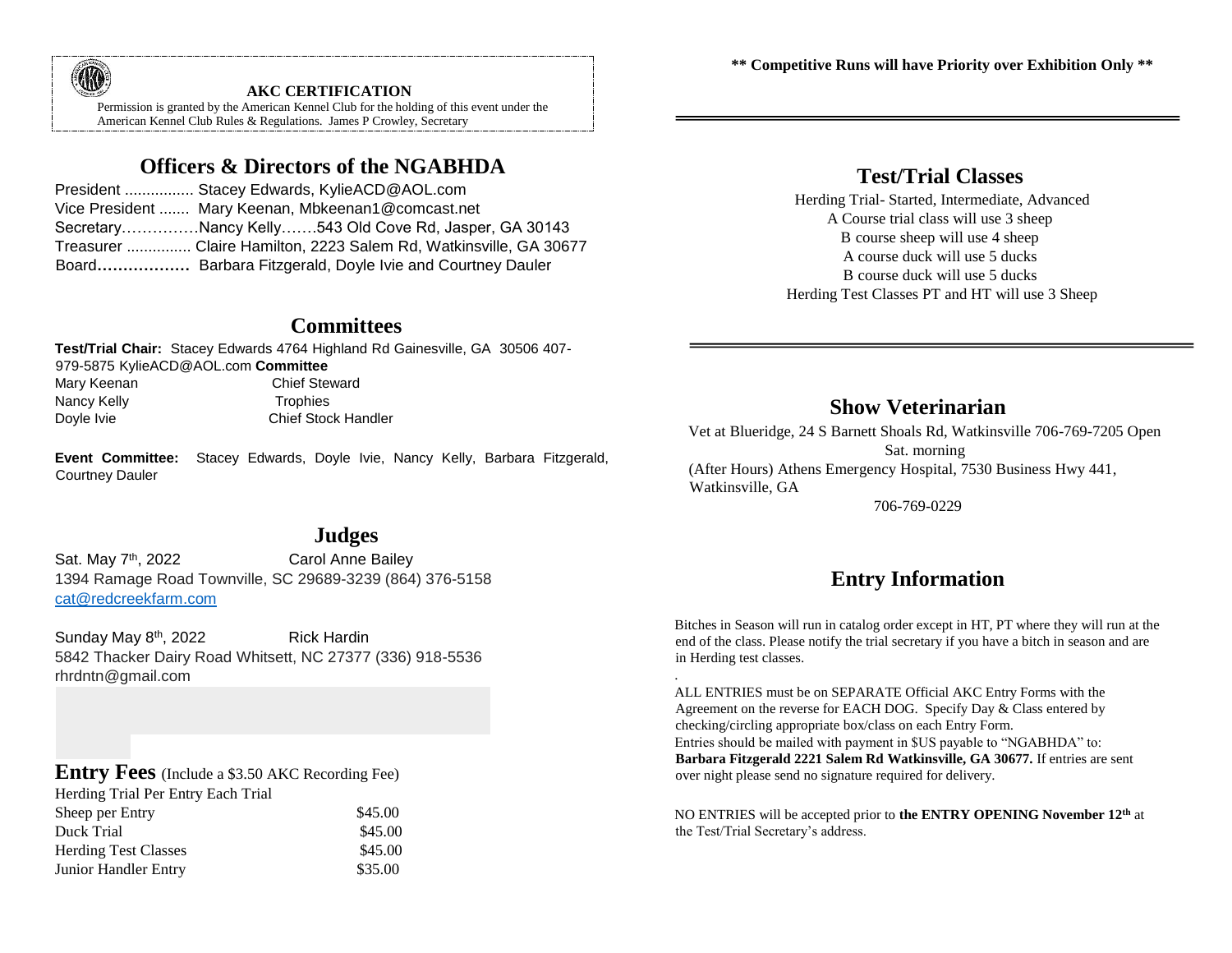**AKC CERTIFICATION**

Permission is granted by the American Kennel Club for the holding of this event under the American Kennel Club Rules & Regulations. James P Crowley, Secretary

## Officers & Directors of the NGABHDA

President ................ Stacey Edwards, KylieACD@AOL.com
Vice President ....... Mary Keenan, Mbkeenan1@comcast.net
Secretary……………Nancy Kelly…….543 Old Cove Rd, Jasper, GA 30143
Treasurer ............... Claire Hamilton, 2223 Salem Rd, Watkinsville, GA 30677
Board**………………** Barbara Fitzgerald, Doyle Ivie and Courtney Dauler

## Committees

**Test/Trial Chair:** Stacey Edwards 4764 Highland Rd Gainesville, GA 30506 407-979-5875 KylieACD@AOL.com **Committee**

Mary Keenan — Chief Steward
Nancy Kelly — Trophies
Doyle Ivie — Chief Stock Handler

**Event Committee:** Stacey Edwards, Doyle Ivie, Nancy Kelly, Barbara Fitzgerald, Courtney Dauler

## Judges

Sat. May 7th, 2022 — Carol Anne Bailey
1394 Ramage Road Townville, SC 29689-3239 (864) 376-5158
cat@redcreekfarm.com

Sunday May 8th, 2022 — Rick Hardin
5842 Thacker Dairy Road Whitsett, NC 27377 (336) 918-5536
rhrdntn@gmail.com

## Entry Fees (Include a $3.50 AKC Recording Fee)

| Herding Trial Per Entry Each Trial | |
|---|---|
| Sheep per Entry | $45.00 |
| Duck Trial | $45.00 |
| Herding Test Classes | $45.00 |
| Junior Handler Entry | $35.00 |

**\*\* Competitive Runs will have Priority over Exhibition Only \*\***

## Test/Trial Classes

Herding Trial- Started, Intermediate, Advanced
A Course trial class will use 3 sheep
B course sheep will use 4 sheep
A course duck will use 5 ducks
B course duck will use 5 ducks
Herding Test Classes PT and HT will use 3 Sheep

## Show Veterinarian

Vet at Blueridge, 24 S Barnett Shoals Rd, Watkinsville 706-769-7205 Open Sat. morning
(After Hours) Athens Emergency Hospital, 7530 Business Hwy 441, Watkinsville, GA
706-769-0229

## Entry Information

Bitches in Season will run in catalog order except in HT, PT where they will run at the end of the class. Please notify the trial secretary if you have a bitch in season and are in Herding test classes.

ALL ENTRIES must be on SEPARATE Official AKC Entry Forms with the Agreement on the reverse for EACH DOG. Specify Day & Class entered by checking/circling appropriate box/class on each Entry Form.
Entries should be mailed with payment in $US payable to "NGABHDA" to: **Barbara Fitzgerald 2221 Salem Rd Watkinsville, GA 30677.** If entries are sent over night please send no signature required for delivery.

NO ENTRIES will be accepted prior to **the ENTRY OPENING November 12th** at the Test/Trial Secretary's address.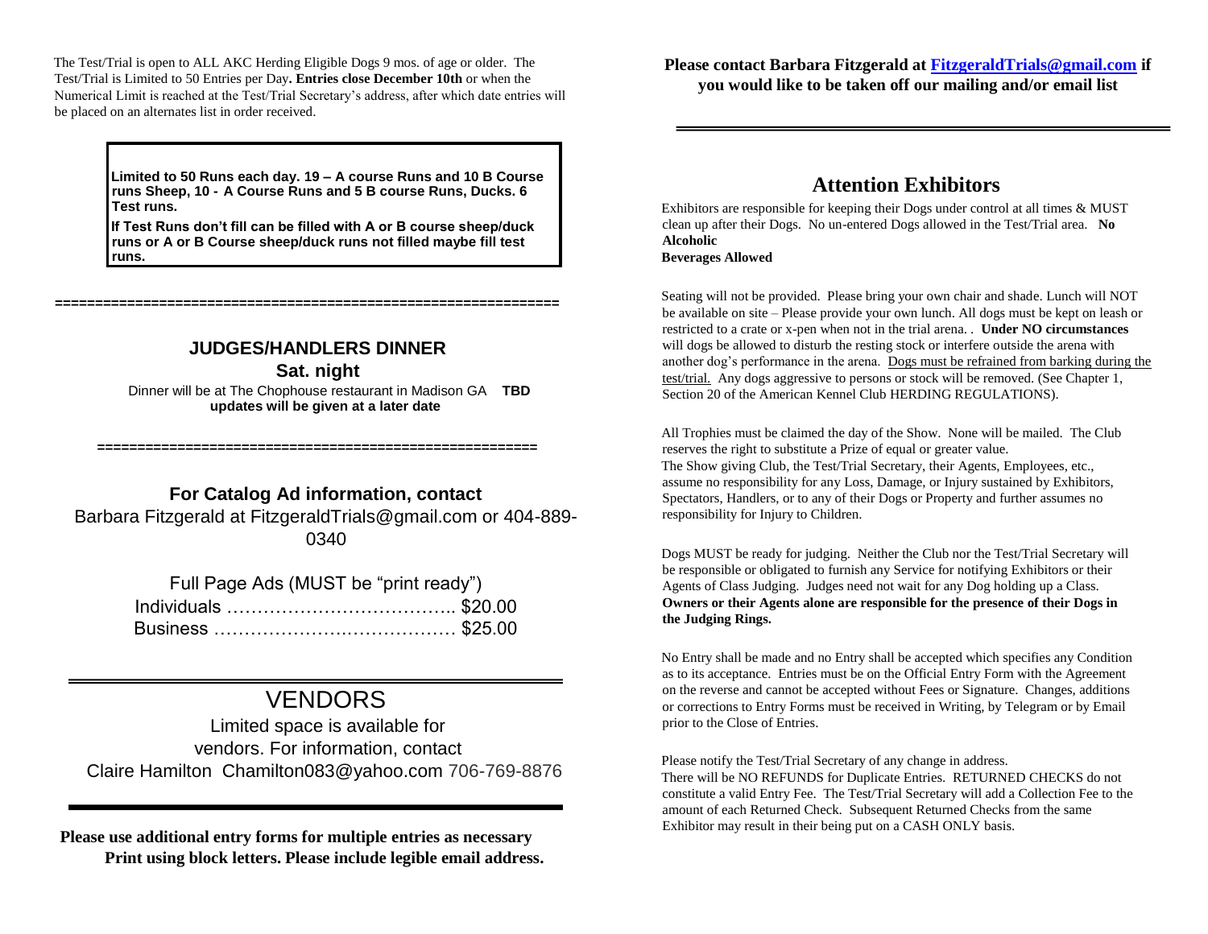The Test/Trial is open to ALL AKC Herding Eligible Dogs 9 mos. of age or older. The Test/Trial is Limited to 50 Entries per Day**. Entries close December 10th** or when the Numerical Limit is reached at the Test/Trial Secretary's address, after which date entries will be placed on an alternates list in order received.

**Limited to 50 Runs each day. 19 – A course Runs and 10 B Course runs Sheep, 10 - A Course Runs and 5 B course Runs, Ducks. 6 Test runs.**

**If Test Runs don't fill can be filled with A or B course sheep/duck runs or A or B Course sheep/duck runs not filled maybe fill test runs.**

==============================================================

## JUDGES/HANDLERS DINNER

### Sat. night

Dinner will be at The Chophouse restaurant in Madison GA **TBD updates will be given at a later date**

======================================================

## For Catalog Ad information, contact

Barbara Fitzgerald at FitzgeraldTrials@gmail.com or 404-889-0340

Full Page Ads (MUST be "print ready")

Individuals ……………………………….. $20.00

Business ……………………….………… $25.00

---

# VENDORS

Limited space is available for vendors. For information, contact Claire Hamilton Chamilton083@yahoo.com 706-769-8876

---

**Please use additional entry forms for multiple entries as necessary**
**Print using block letters. Please include legible email address.**

**Please contact Barbara Fitzgerald at FitzgeraldTrials@gmail.com if you would like to be taken off our mailing and/or email list**

---

## Attention Exhibitors

Exhibitors are responsible for keeping their Dogs under control at all times & MUST clean up after their Dogs. No un-entered Dogs allowed in the Test/Trial area. **No Alcoholic Beverages Allowed**

Seating will not be provided. Please bring your own chair and shade. Lunch will NOT be available on site – Please provide your own lunch. All dogs must be kept on leash or restricted to a crate or x-pen when not in the trial arena. . **Under NO circumstances** will dogs be allowed to disturb the resting stock or interfere outside the arena with another dog's performance in the arena. Dogs must be refrained from barking during the test/trial. Any dogs aggressive to persons or stock will be removed. (See Chapter 1, Section 20 of the American Kennel Club HERDING REGULATIONS).

All Trophies must be claimed the day of the Show. None will be mailed. The Club reserves the right to substitute a Prize of equal or greater value.
The Show giving Club, the Test/Trial Secretary, their Agents, Employees, etc., assume no responsibility for any Loss, Damage, or Injury sustained by Exhibitors, Spectators, Handlers, or to any of their Dogs or Property and further assumes no responsibility for Injury to Children.

Dogs MUST be ready for judging. Neither the Club nor the Test/Trial Secretary will be responsible or obligated to furnish any Service for notifying Exhibitors or their Agents of Class Judging. Judges need not wait for any Dog holding up a Class. **Owners or their Agents alone are responsible for the presence of their Dogs in the Judging Rings.**

No Entry shall be made and no Entry shall be accepted which specifies any Condition as to its acceptance. Entries must be on the Official Entry Form with the Agreement on the reverse and cannot be accepted without Fees or Signature. Changes, additions or corrections to Entry Forms must be received in Writing, by Telegram or by Email prior to the Close of Entries.

Please notify the Test/Trial Secretary of any change in address.
There will be NO REFUNDS for Duplicate Entries. RETURNED CHECKS do not constitute a valid Entry Fee. The Test/Trial Secretary will add a Collection Fee to the amount of each Returned Check. Subsequent Returned Checks from the same Exhibitor may result in their being put on a CASH ONLY basis.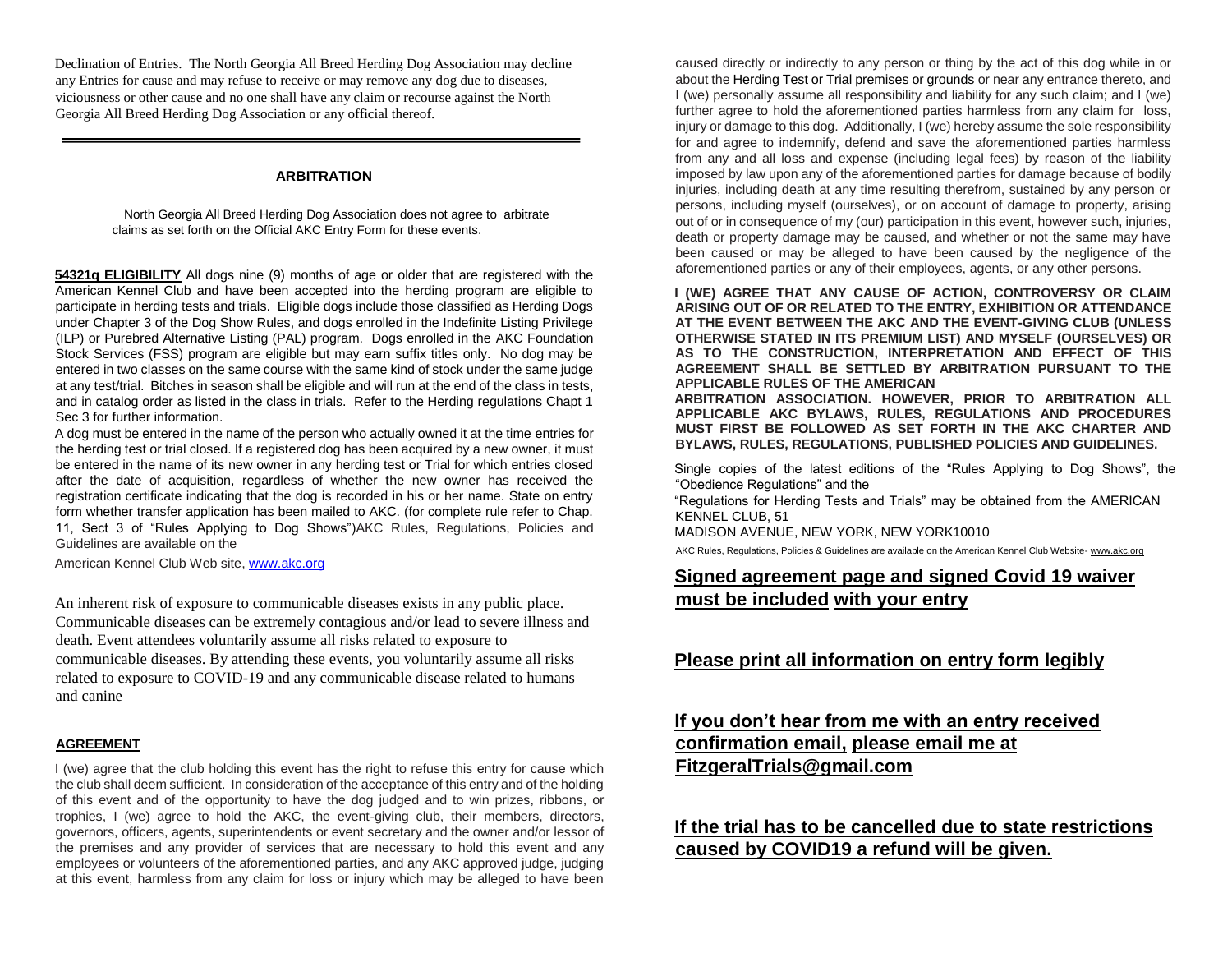Declination of Entries. The North Georgia All Breed Herding Dog Association may decline any Entries for cause and may refuse to receive or may remove any dog due to diseases, viciousness or other cause and no one shall have any claim or recourse against the North Georgia All Breed Herding Dog Association or any official thereof.

---

## ARBITRATION

North Georgia All Breed Herding Dog Association does not agree to arbitrate claims as set forth on the Official AKC Entry Form for these events.

**54321q ELIGIBILITY** All dogs nine (9) months of age or older that are registered with the American Kennel Club and have been accepted into the herding program are eligible to participate in herding tests and trials. Eligible dogs include those classified as Herding Dogs under Chapter 3 of the Dog Show Rules, and dogs enrolled in the Indefinite Listing Privilege (ILP) or Purebred Alternative Listing (PAL) program. Dogs enrolled in the AKC Foundation Stock Services (FSS) program are eligible but may earn suffix titles only. No dog may be entered in two classes on the same course with the same kind of stock under the same judge at any test/trial. Bitches in season shall be eligible and will run at the end of the class in tests, and in catalog order as listed in the class in trials. Refer to the Herding regulations Chapt 1 Sec 3 for further information.

A dog must be entered in the name of the person who actually owned it at the time entries for the herding test or trial closed. If a registered dog has been acquired by a new owner, it must be entered in the name of its new owner in any herding test or Trial for which entries closed after the date of acquisition, regardless of whether the new owner has received the registration certificate indicating that the dog is recorded in his or her name. State on entry form whether transfer application has been mailed to AKC. (for complete rule refer to Chap. 11, Sect 3 of "Rules Applying to Dog Shows")AKC Rules, Regulations, Policies and Guidelines are available on the American Kennel Club Web site, www.akc.org

An inherent risk of exposure to communicable diseases exists in any public place. Communicable diseases can be extremely contagious and/or lead to severe illness and death. Event attendees voluntarily assume all risks related to exposure to communicable diseases. By attending these events, you voluntarily assume all risks related to exposure to COVID-19 and any communicable disease related to humans and canine

### AGREEMENT

I (we) agree that the club holding this event has the right to refuse this entry for cause which the club shall deem sufficient. In consideration of the acceptance of this entry and of the holding of this event and of the opportunity to have the dog judged and to win prizes, ribbons, or trophies, I (we) agree to hold the AKC, the event-giving club, their members, directors, governors, officers, agents, superintendents or event secretary and the owner and/or lessor of the premises and any provider of services that are necessary to hold this event and any employees or volunteers of the aforementioned parties, and any AKC approved judge, judging at this event, harmless from any claim for loss or injury which may be alleged to have been caused directly or indirectly to any person or thing by the act of this dog while in or about the Herding Test or Trial premises or grounds or near any entrance thereto, and I (we) personally assume all responsibility and liability for any such claim; and I (we) further agree to hold the aforementioned parties harmless from any claim for loss, injury or damage to this dog. Additionally, I (we) hereby assume the sole responsibility for and agree to indemnify, defend and save the aforementioned parties harmless from any and all loss and expense (including legal fees) by reason of the liability imposed by law upon any of the aforementioned parties for damage because of bodily injuries, including death at any time resulting therefrom, sustained by any person or persons, including myself (ourselves), or on account of damage to property, arising out of or in consequence of my (our) participation in this event, however such, injuries, death or property damage may be caused, and whether or not the same may have been caused or may be alleged to have been caused by the negligence of the aforementioned parties or any of their employees, agents, or any other persons.

**I (WE) AGREE THAT ANY CAUSE OF ACTION, CONTROVERSY OR CLAIM ARISING OUT OF OR RELATED TO THE ENTRY, EXHIBITION OR ATTENDANCE AT THE EVENT BETWEEN THE AKC AND THE EVENT-GIVING CLUB (UNLESS OTHERWISE STATED IN ITS PREMIUM LIST) AND MYSELF (OURSELVES) OR AS TO THE CONSTRUCTION, INTERPRETATION AND EFFECT OF THIS AGREEMENT SHALL BE SETTLED BY ARBITRATION PURSUANT TO THE APPLICABLE RULES OF THE AMERICAN ARBITRATION ASSOCIATION. HOWEVER, PRIOR TO ARBITRATION ALL APPLICABLE AKC BYLAWS, RULES, REGULATIONS AND PROCEDURES MUST FIRST BE FOLLOWED AS SET FORTH IN THE AKC CHARTER AND BYLAWS, RULES, REGULATIONS, PUBLISHED POLICIES AND GUIDELINES.**

Single copies of the latest editions of the "Rules Applying to Dog Shows", the "Obedience Regulations" and the "Regulations for Herding Tests and Trials" may be obtained from the AMERICAN KENNEL CLUB, 51 MADISON AVENUE, NEW YORK, NEW YORK10010

AKC Rules, Regulations, Policies & Guidelines are available on the American Kennel Club Website- www.akc.org

## Signed agreement page and signed Covid 19 waiver must be included with your entry

## Please print all information on entry form legibly

## If you don't hear from me with an entry received confirmation email, please email me at FitzgeralTrials@gmail.com

## If the trial has to be cancelled due to state restrictions caused by COVID19 a refund will be given.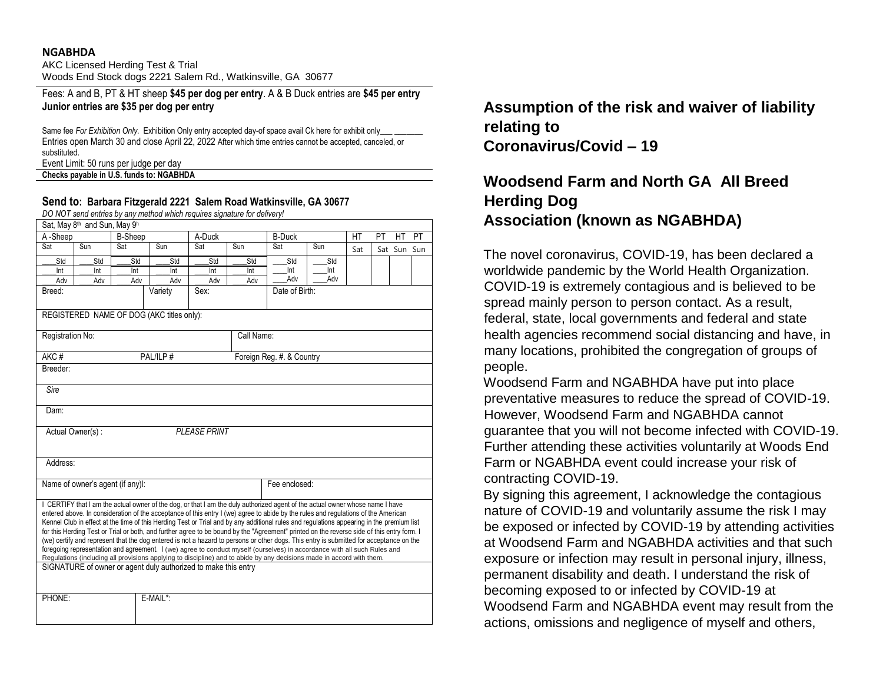**NGABHDA**

AKC Licensed Herding Test & Trial

Woods End Stock dogs 2221 Salem Rd., Watkinsville, GA 30677

Fees: A and B, PT & HT sheep **$45 per dog per entry**. A & B Duck entries are **$45 per entry**
**Junior entries are $35 per dog per entry**

Same fee *For Exhibition Only.* Exhibition Only entry accepted day-of space avail Ck here for exhibit only___ _______

Entries open March 30 and close April 22, 2022 After which time entries cannot be accepted, canceled, or substituted.

Event Limit: 50 runs per judge per day

**Checks payable in U.S. funds to: NGABHDA**

**Send to: Barbara Fitzgerald 2221 Salem Road Watkinsville, GA 30677**

*DO NOT send entries by any method which requires signature for delivery!*

| Sat, May 8th and Sun, May 9th | | | | | | | | | | | |
|---|---|---|---|---|---|---|---|---|---|---|---|
| A -Sheep | | B-Sheep | | A-Duck | | B-Duck | | HT | PT | HT | PT |
| Sat | Sun | Sat | Sun | Sat | Sun | Sat | Sun | Sat | Sat | Sun | Sun |
| ___Std<br>___Int<br>___Adv | ___Std<br>___Int<br>___Adv | ___Std<br>___Int<br>___Adv | ___Std<br>___Int<br>___Adv | ___Std<br>___Int<br>___Adv | ___Std<br>___Int<br>___Adv | ___Std<br>___Int<br>___Adv | ___Std<br>___Int<br>___Adv | | | | |

| | | | |
|---|---|---|---|
| Breed: | Variety | Sex: | Date of Birth: |
| REGISTERED NAME OF DOG (AKC titles only): | | | |
| Registration No: | | Call Name: | |
| AKC # | PAL/ILP # | Foreign Reg. #. & Country | |
| Breeder: | | | |
| *Sire* | | | |
| Dam: | | | |
| Actual Owner(s) : *PLEASE PRINT* | | | |
| Address: | | | |
| Name of owner's agent (if any)l: | | Fee enclosed: | |

I CERTIFY that I am the actual owner of the dog, or that I am the duly authorized agent of the actual owner whose name I have entered above. In consideration of the acceptance of this entry I (we) agree to abide by the rules and regulations of the American Kennel Club in effect at the time of this Herding Test or Trial and by any additional rules and regulations appearing in the premium list for this Herding Test or Trial or both, and further agree to be bound by the "Agreement" printed on the reverse side of this entry form. I (we) certify and represent that the dog entered is not a hazard to persons or other dogs. This entry is submitted for acceptance on the foregoing representation and agreement. I (we) agree to conduct myself (ourselves) in accordance with all such Rules and Regulations (including all provisions applying to discipline) and to abide by any decisions made in accord with them.

SIGNATURE of owner or agent duly authorized to make this entry

| | |
|---|---|
| PHONE: | E-MAIL*: |

## Assumption of the risk and waiver of liability relating to Coronavirus/Covid – 19

## Woodsend Farm and North GA All Breed Herding Dog Association (known as NGABHDA)

The novel coronavirus, COVID-19, has been declared a worldwide pandemic by the World Health Organization. COVID-19 is extremely contagious and is believed to be spread mainly person to person contact. As a result, federal, state, local governments and federal and state health agencies recommend social distancing and have, in many locations, prohibited the congregation of groups of people.

Woodsend Farm and NGABHDA have put into place preventative measures to reduce the spread of COVID-19. However, Woodsend Farm and NGABHDA cannot guarantee that you will not become infected with COVID-19. Further attending these activities voluntarily at Woods End Farm or NGABHDA event could increase your risk of contracting COVID-19.

By signing this agreement, I acknowledge the contagious nature of COVID-19 and voluntarily assume the risk I may be exposed or infected by COVID-19 by attending activities at Woodsend Farm and NGABHDA activities and that such exposure or infection may result in personal injury, illness, permanent disability and death. I understand the risk of becoming exposed to or infected by COVID-19 at Woodsend Farm and NGABHDA event may result from the actions, omissions and negligence of myself and others,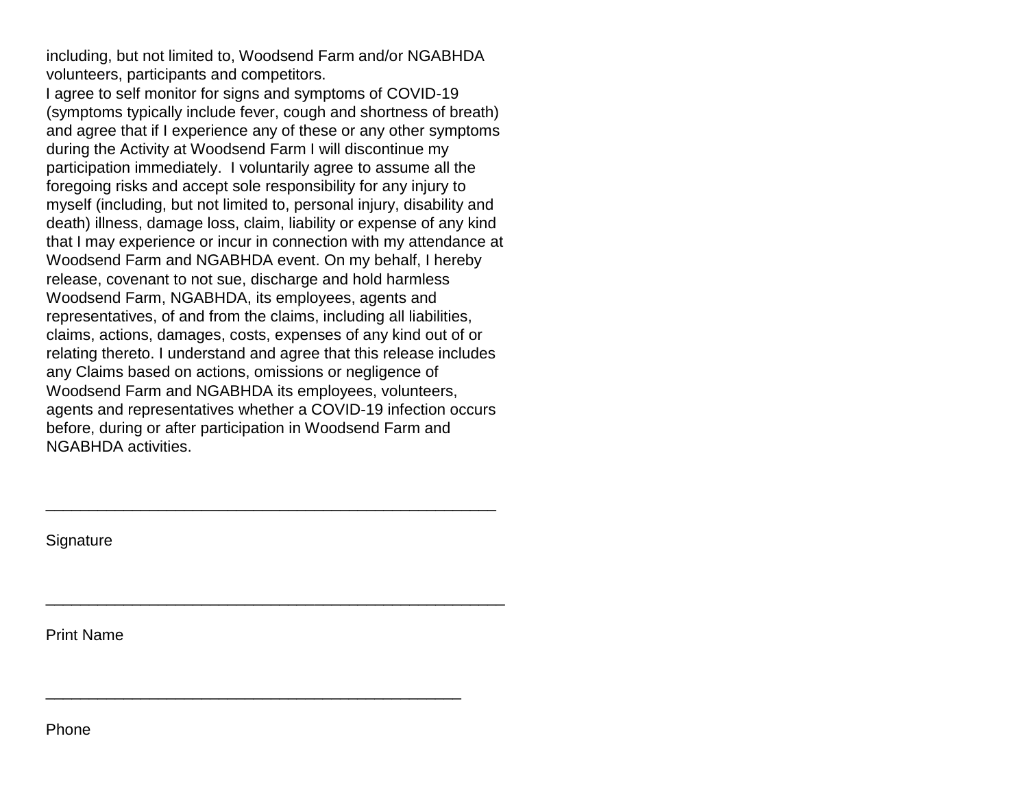including, but not limited to, Woodsend Farm and/or NGABHDA volunteers, participants and competitors.

I agree to self monitor for signs and symptoms of COVID-19 (symptoms typically include fever, cough and shortness of breath) and agree that if I experience any of these or any other symptoms during the Activity at Woodsend Farm I will discontinue my participation immediately. I voluntarily agree to assume all the foregoing risks and accept sole responsibility for any injury to myself (including, but not limited to, personal injury, disability and death) illness, damage loss, claim, liability or expense of any kind that I may experience or incur in connection with my attendance at Woodsend Farm and NGABHDA event. On my behalf, I hereby release, covenant to not sue, discharge and hold harmless Woodsend Farm, NGABHDA, its employees, agents and representatives, of and from the claims, including all liabilities, claims, actions, damages, costs, expenses of any kind out of or relating thereto. I understand and agree that this release includes any Claims based on actions, omissions or negligence of Woodsend Farm and NGABHDA its employees, volunteers, agents and representatives whether a COVID-19 infection occurs before, during or after participation in Woodsend Farm and NGABHDA activities.

___________________________________________________

Signature

____________________________________________________

Print Name

_______________________________________________

Phone